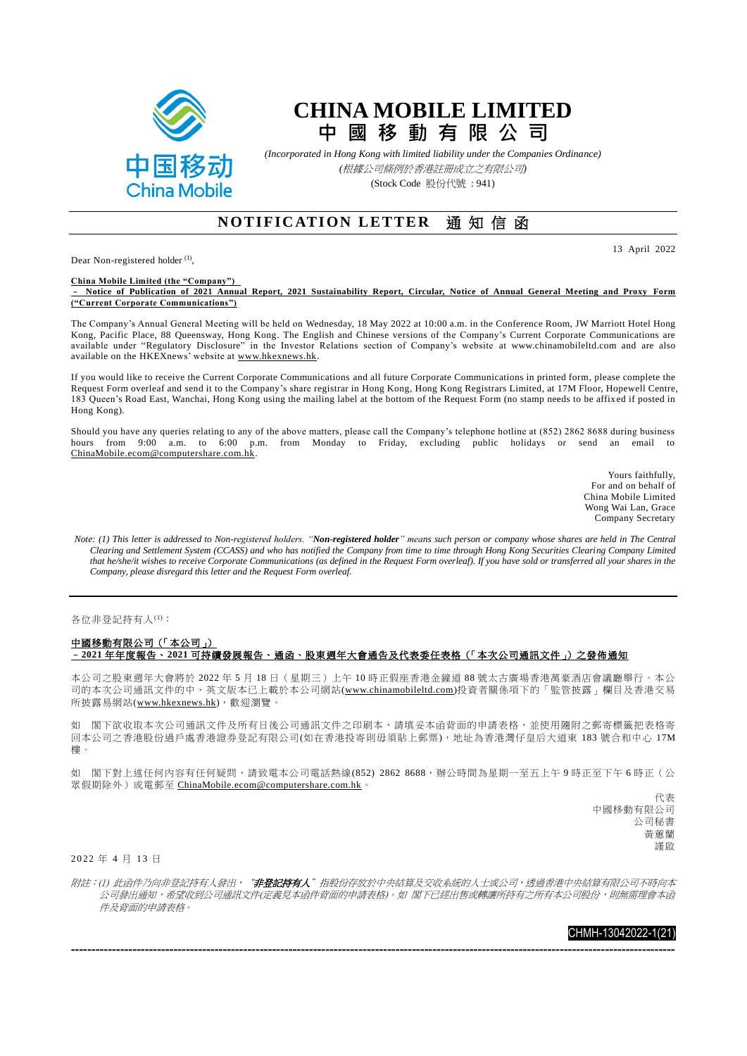# CHINA MOBILE LIMITED
# 中 國 移 動 有 限 公 司

*(Incorporated in Hong Kong with limited liability under the Companies Ordinance)*
*(根據公司條例於香港註冊成立之有限公司)*
(Stock Code 股份代號：941)

## NOTIFICATION LETTER 通知信函

13 April 2022

Dear Non-registered holder [1],

**China Mobile Limited (the "Company")**
**– Notice of Publication of 2021 Annual Report, 2021 Sustainability Report, Circular, Notice of Annual General Meeting and Proxy Form ("Current Corporate Communications")**

The Company's Annual General Meeting will be held on Wednesday, 18 May 2022 at 10:00 a.m. in the Conference Room, JW Marriott Hotel Hong Kong, Pacific Place, 88 Queensway, Hong Kong. The English and Chinese versions of the Company's Current Corporate Communications are available under "Regulatory Disclosure" in the Investor Relations section of Company's website at www.chinamobileltd.com and are also available on the HKEXnews' website at www.hkexnews.hk.

If you would like to receive the Current Corporate Communications and all future Corporate Communications in printed form, please complete the Request Form overleaf and send it to the Company's share registrar in Hong Kong, Hong Kong Registrars Limited, at 17M Floor, Hopewell Centre, 183 Queen's Road East, Wanchai, Hong Kong using the mailing label at the bottom of the Request Form (no stamp needs to be affixed if posted in Hong Kong).

Should you have any queries relating to any of the above matters, please call the Company's telephone hotline at (852) 2862 8688 during business hours from 9:00 a.m. to 6:00 p.m. from Monday to Friday, excluding public holidays or send an email to ChinaMobile.ecom@computershare.com.hk.

Yours faithfully,
For and on behalf of
China Mobile Limited
Wong Wai Lan, Grace
Company Secretary

*Note: (1) This letter is addressed to Non-registered holders. "**Non-registered holder**" means such person or company whose shares are held in The Central Clearing and Settlement System (CCASS) and who has notified the Company from time to time through Hong Kong Securities Clearing Company Limited that he/she/it wishes to receive Corporate Communications (as defined in the Request Form overleaf). If you have sold or transferred all your shares in the Company, please disregard this letter and the Request Form overleaf.*

---

各位非登記持有人[1]：

**中國移動有限公司（「本公司」）**
**－2021 年年度報告、2021 可持續發展報告、通函、股東週年大會通告及代表委任表格（「本次公司通訊文件」）之發佈通知**

本公司之股東週年大會將於 2022 年 5 月 18 日（星期三）上午 10 時正假座香港金鐘道 88 號太古廣場香港萬豪酒店會議廳舉行。本公司的本次公司通訊文件的中、英文版本已上載於本公司網站(www.chinamobileltd.com)投資者關係項下的「監管披露」欄目及香港交易所披露易網站(www.hkexnews.hk)，歡迎瀏覽。

如 閣下欲收取本次公司通訊文件及所有日後公司通訊文件之印刷本，請填妥本函背面的申請表格，並使用隨附之郵寄標籤把表格寄回本公司之香港股份過戶處香港證券登記有限公司(如在香港投寄則毋須貼上郵票)，地址為香港灣仔皇后大道東 183 號合和中心 17M 樓。

如 閣下對上述任何內容有任何疑問，請致電本公司電話熱線(852) 2862 8688，辦公時間為星期一至五上午 9 時正至下午 6 時正（公眾假期除外）或電郵至 ChinaMobile.ecom@computershare.com.hk。

代表
中國移動有限公司
公司秘書
黃蕙蘭
謹啟

2022 年 4 月 13 日

*附註：(1) 此函件乃向非登記持有人發出，"**非登記持有人**"指股份存放於中央結算及交收系統的人士或公司，透過香港中央結算有限公司不時向本公司發出通知，希望收到公司通訊文件(定義見本函件背面的申請表格)。如 閣下已經出售或轉讓所持有之所有本公司股份，則無需理會本函件及背面的申請表格。*

CHMH-13042022-1(21)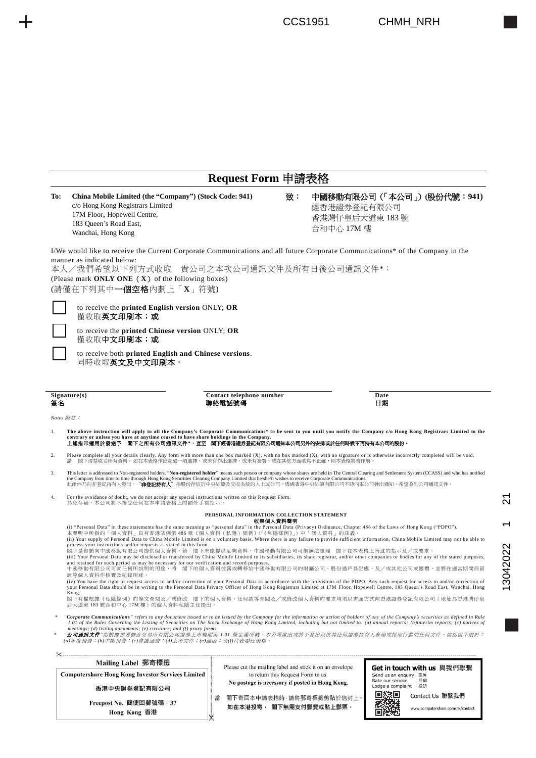# Request Form 申請表格

**To: China Mobile Limited (the "Company") (Stock Code: 941)**
c/o Hong Kong Registrars Limited
17M Floor, Hopewell Centre,
183 Queen's Road East,
Wanchai, Hong Kong

**致： 中國移動有限公司（「本公司」）(股份代號：941)**
經香港證券登記有限公司
香港灣仔皇后大道東 183 號
合和中心 17M 樓

I/We would like to receive the Current Corporate Communications and all future Corporate Communications* of the Company in the manner as indicated below:
本人／我們希望以下列方式收取 貴公司之本次公司通訊文件及所有日後公司通訊文件*：
(Please mark **ONLY ONE** (**X**) of the following boxes)
(請僅在下列其中**一個空格**內劃上「**X**」符號)

☐ to receive the **printed English version** ONLY; **OR**
僅收取**英文印刷本；或**

☐ to receive the **printed Chinese version** ONLY; **OR**
僅收取**中文印刷本；或**

☐ to receive both **printed English and Chinese versions**.
同時收取**英文及中文印刷本**。

| **Signature(s) 簽名** | **Contact telephone number 聯絡電話號碼** | **Date 日期** |
|---|---|---|
| | | |

*Notes 附註：*

1. **The above instruction will apply to all the Company's Corporate Communications* to be sent to you until you notify the Company c/o Hong Kong Registrars Limited to the contrary or unless you have at anytime ceased to have share holdings in the Company.**
**上述指示適用於發送予 閣下之所有公司通訊文件*，直至 閣下經香港證券登記有限公司通知本公司另外的安排或於任何時候不再持有本公司的股份。**

2. Please complete all your details clearly. Any form with more than one box marked (X), with no box marked (X), with no signature or is otherwise incorrectly completed will be void.
請 閣下清楚填妥所有資料。如在本表格作出超過一項選擇、或未有作出選擇、或未有簽署、或在其他方面填寫不正確，則本表格將會作廢。

3. This letter is addressed to Non-registered holders. "**Non-registered holder**" means such person or company whose shares are held in The Central Clearing and Settlement System (CCASS) and who has notified the Company from time to time through Hong Kong Securities Clearing Company Limited that he/she/it wishes to receive Corporate Communications.
此函件乃向非登記持有人發出。"**非登記持有人**"指股份存放於中央結算及交收系統的人士或公司，透過香港中央結算有限公司不時向本公司發出通知，希望收到公司通訊文件。

4. For the avoidance of doubt, we do not accept any special instructions written on this Request Form.
為免存疑，本公司將不接受任何在本申請表格上的額外手寫指示。

**PERSONAL INFORMATION COLLECTION STATEMENT**
**收集個人資料聲明**

(i) "Personal Data" in these statements has the same meaning as "personal data" in the Personal Data (Privacy) Ordinance, Chapter 486 of the Laws of Hong Kong ("PDPO").
本聲明中所指的「個人資料」具有香港法例第 486 章《個人資料（私隱）條例》(「《私隱條例》」) 中「個人資料」的涵義。
(ii) Your supply of Personal Data to China Mobile Limited is on a voluntary basis. Where there is any failure to provide sufficient information, China Mobile Limited may not be able to process your instructions and/or requests as stated in this form.
閣下是自願向中國移動有限公司提供個人資料。若 閣下未能提供足夠資料，中國移動有限公司可能無法處理 閣下在本表格上所述的指示及／或要求。
(iii) Your Personal Data may be disclosed or transferred by China Mobile Limited to its subsidiaries, its share registrar, and/or other companies or bodies for any of the stated purposes, and retained for such period as may be necessary for our verification and record purposes.
中國移動有限公司可就任何所說明的用途，將 閣下的個人資料披露或轉移給中國移動有限公司的附屬公司、股份過戶登記處、及／或其他公司或團體，並將在適當期間保留該等個人資料作核實及記錄用途。
(iv) You have the right to request access to and/or correction of your Personal Data in accordance with the provisions of the PDPO. Any such request for access to and/or correction of your Personal Data should be in writing to the Personal Data Privacy Officer of Hong Kong Registrars Limited at 17M Floor, Hopewell Centre, 183 Queen's Road East, Wanchai, Hong Kong.
閣下有權根據《私隱條例》的條文查閱及／或修改 閣下的個人資料。任何該等查閱及／或修改個人資料的要求均須以書面方式向香港證券登記有限公司（地址為香港灣仔皇后大道東 183 號合和中心 17M 樓）的個人資料私隱主任提出。

\* "***Corporate Communications***" *refers to any document issued or to be issued by the Company for the information or action of holders of any of the Company's securities as defined in Rule 1.01 of the Rules Governing the Listing of Securities on The Stock Exchange of Hong Kong Limited, including but not limited to: (a) annual reports; (b)interim reports; (c) notices of meetings; (d) listing documents; (e) circulars; and (f) proxy forms.*
\* "***公司通訊文件***"*指根據香港聯合交易所有限公司證券上市規則第 1.01 條定義所載，本公司發出或將予發出以供其任何證券持有人參照或採取行動的任何文件，包括但不限於：(a)年度報告；(b)中期報告；(c)會議通告；(d)上市文件；(e)通函；及(f)代表委任表格。*

---

**Mailing Label 郵寄標籤**
**Computershare Hong Kong Investor Services Limited**
**香港中央證券登記有限公司**
**Freepost No. 簡便回郵號碼：37**
**Hong Kong 香港**

Please cut the mailing label and stick it on an envelope to return this Request Form to us.
**No postage is necessary if posted in Hong Kong.**
當 閣下寄回本申請表格時，請將郵寄標籤剪貼於信封上。
**如在本港投寄， 閣下無需支付郵費或貼上郵票。**

**Get in touch with us 與我們聯繫**
Send us an enquiry 垂詢
Rate our service 評價
Lodge a complaint 投訴
Contact Us 聯繫我們
www.computershare.com/hk/contact